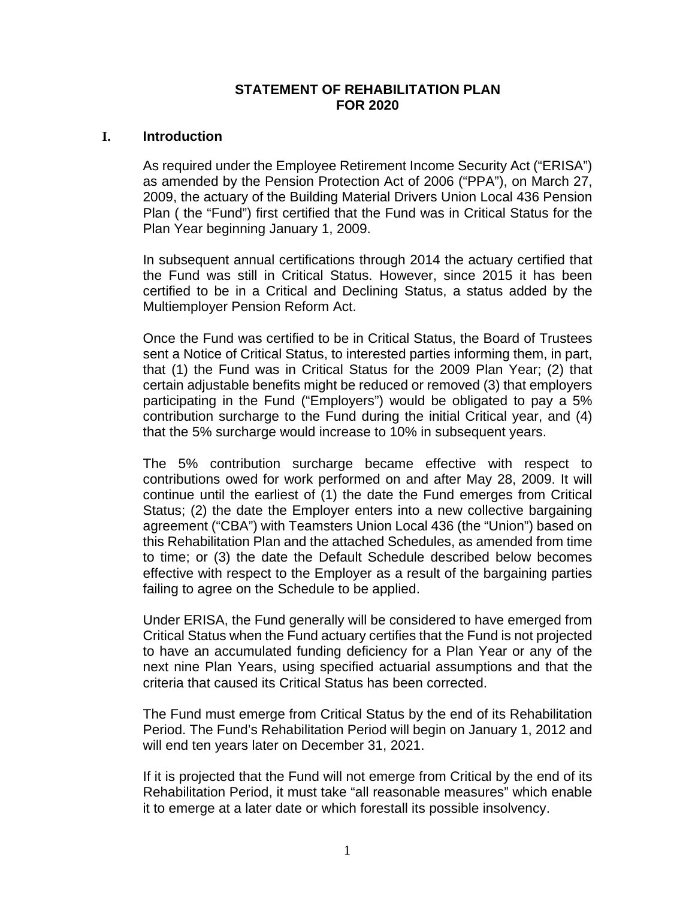# STATEMENT OF REHABILITATION PLAN
# FOR 2020

## I. Introduction

As required under the Employee Retirement Income Security Act ("ERISA") as amended by the Pension Protection Act of 2006 ("PPA"), on March 27, 2009, the actuary of the Building Material Drivers Union Local 436 Pension Plan ( the "Fund") first certified that the Fund was in Critical Status for the Plan Year beginning January 1, 2009.

In subsequent annual certifications through 2014 the actuary certified that the Fund was still in Critical Status. However, since 2015 it has been certified to be in a Critical and Declining Status, a status added by the Multiemployer Pension Reform Act.

Once the Fund was certified to be in Critical Status, the Board of Trustees sent a Notice of Critical Status, to interested parties informing them, in part, that (1) the Fund was in Critical Status for the 2009 Plan Year; (2) that certain adjustable benefits might be reduced or removed (3) that employers participating in the Fund ("Employers") would be obligated to pay a 5% contribution surcharge to the Fund during the initial Critical year, and (4) that the 5% surcharge would increase to 10% in subsequent years.

The 5% contribution surcharge became effective with respect to contributions owed for work performed on and after May 28, 2009. It will continue until the earliest of (1) the date the Fund emerges from Critical Status; (2) the date the Employer enters into a new collective bargaining agreement ("CBA") with Teamsters Union Local 436 (the "Union") based on this Rehabilitation Plan and the attached Schedules, as amended from time to time; or (3) the date the Default Schedule described below becomes effective with respect to the Employer as a result of the bargaining parties failing to agree on the Schedule to be applied.

Under ERISA, the Fund generally will be considered to have emerged from Critical Status when the Fund actuary certifies that the Fund is not projected to have an accumulated funding deficiency for a Plan Year or any of the next nine Plan Years, using specified actuarial assumptions and that the criteria that caused its Critical Status has been corrected.

The Fund must emerge from Critical Status by the end of its Rehabilitation Period. The Fund's Rehabilitation Period will begin on January 1, 2012 and will end ten years later on December 31, 2021.

If it is projected that the Fund will not emerge from Critical by the end of its Rehabilitation Period, it must take "all reasonable measures" which enable it to emerge at a later date or which forestall its possible insolvency.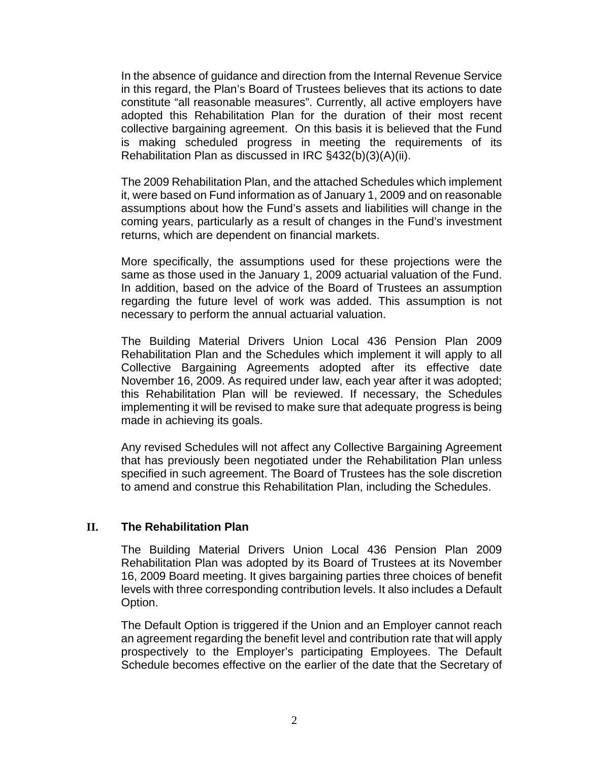In the absence of guidance and direction from the Internal Revenue Service in this regard, the Plan's Board of Trustees believes that its actions to date constitute "all reasonable measures". Currently, all active employers have adopted this Rehabilitation Plan for the duration of their most recent collective bargaining agreement. On this basis it is believed that the Fund is making scheduled progress in meeting the requirements of its Rehabilitation Plan as discussed in IRC §432(b)(3)(A)(ii).

The 2009 Rehabilitation Plan, and the attached Schedules which implement it, were based on Fund information as of January 1, 2009 and on reasonable assumptions about how the Fund's assets and liabilities will change in the coming years, particularly as a result of changes in the Fund's investment returns, which are dependent on financial markets.

More specifically, the assumptions used for these projections were the same as those used in the January 1, 2009 actuarial valuation of the Fund. In addition, based on the advice of the Board of Trustees an assumption regarding the future level of work was added. This assumption is not necessary to perform the annual actuarial valuation.

The Building Material Drivers Union Local 436 Pension Plan 2009 Rehabilitation Plan and the Schedules which implement it will apply to all Collective Bargaining Agreements adopted after its effective date November 16, 2009. As required under law, each year after it was adopted; this Rehabilitation Plan will be reviewed. If necessary, the Schedules implementing it will be revised to make sure that adequate progress is being made in achieving its goals.

Any revised Schedules will not affect any Collective Bargaining Agreement that has previously been negotiated under the Rehabilitation Plan unless specified in such agreement. The Board of Trustees has the sole discretion to amend and construe this Rehabilitation Plan, including the Schedules.

## II. The Rehabilitation Plan

The Building Material Drivers Union Local 436 Pension Plan 2009 Rehabilitation Plan was adopted by its Board of Trustees at its November 16, 2009 Board meeting. It gives bargaining parties three choices of benefit levels with three corresponding contribution levels. It also includes a Default Option.

The Default Option is triggered if the Union and an Employer cannot reach an agreement regarding the benefit level and contribution rate that will apply prospectively to the Employer's participating Employees. The Default Schedule becomes effective on the earlier of the date that the Secretary of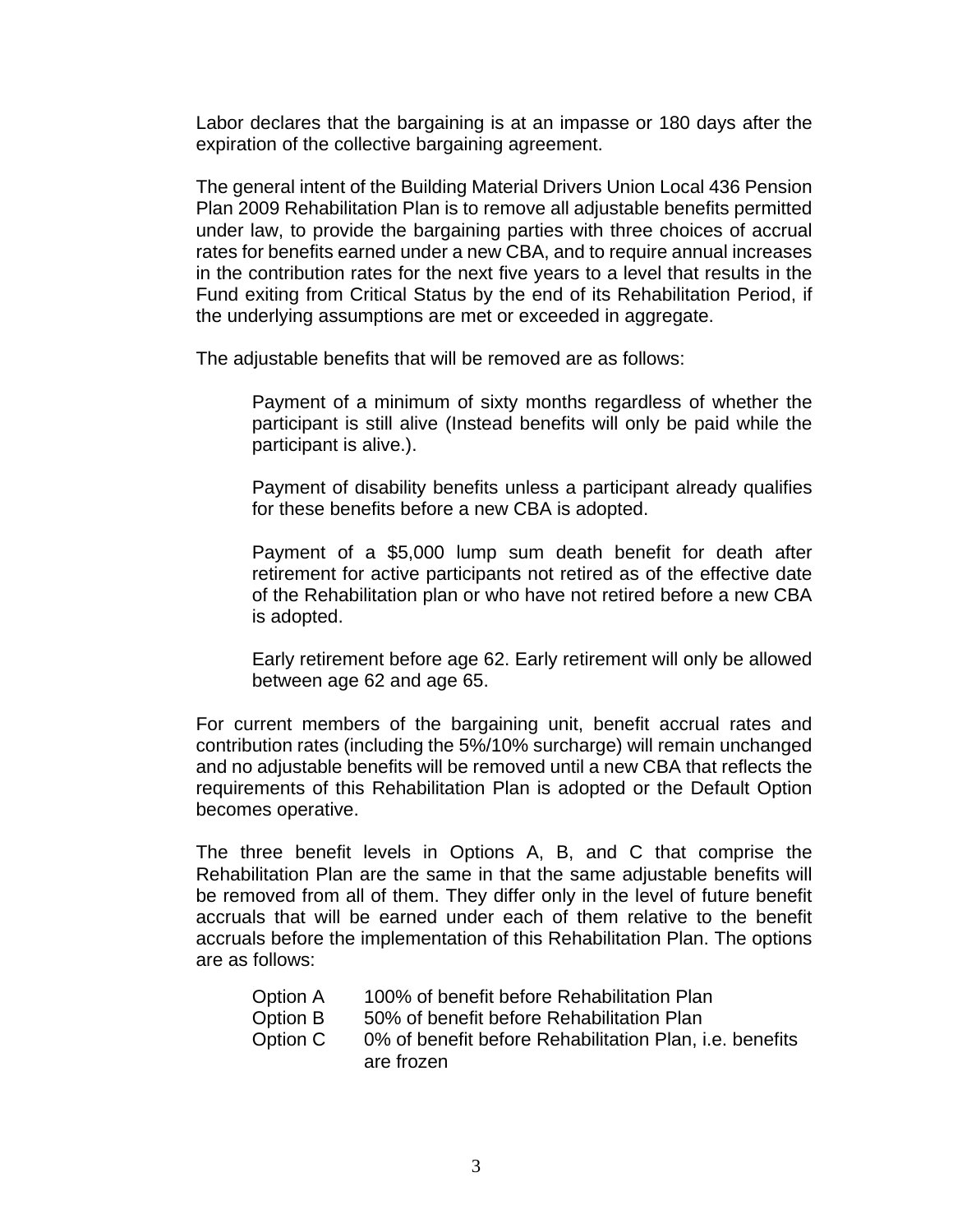Labor declares that the bargaining is at an impasse or 180 days after the expiration of the collective bargaining agreement.

The general intent of the Building Material Drivers Union Local 436 Pension Plan 2009 Rehabilitation Plan is to remove all adjustable benefits permitted under law, to provide the bargaining parties with three choices of accrual rates for benefits earned under a new CBA, and to require annual increases in the contribution rates for the next five years to a level that results in the Fund exiting from Critical Status by the end of its Rehabilitation Period, if the underlying assumptions are met or exceeded in aggregate.

The adjustable benefits that will be removed are as follows:

> Payment of a minimum of sixty months regardless of whether the participant is still alive (Instead benefits will only be paid while the participant is alive.).
>
> Payment of disability benefits unless a participant already qualifies for these benefits before a new CBA is adopted.
>
> Payment of a $5,000 lump sum death benefit for death after retirement for active participants not retired as of the effective date of the Rehabilitation plan or who have not retired before a new CBA is adopted.
>
> Early retirement before age 62. Early retirement will only be allowed between age 62 and age 65.

For current members of the bargaining unit, benefit accrual rates and contribution rates (including the 5%/10% surcharge) will remain unchanged and no adjustable benefits will be removed until a new CBA that reflects the requirements of this Rehabilitation Plan is adopted or the Default Option becomes operative.

The three benefit levels in Options A, B, and C that comprise the Rehabilitation Plan are the same in that the same adjustable benefits will be removed from all of them. They differ only in the level of future benefit accruals that will be earned under each of them relative to the benefit accruals before the implementation of this Rehabilitation Plan. The options are as follows:

| | |
|---|---|
| Option A | 100% of benefit before Rehabilitation Plan |
| Option B | 50% of benefit before Rehabilitation Plan |
| Option C | 0% of benefit before Rehabilitation Plan, i.e. benefits are frozen |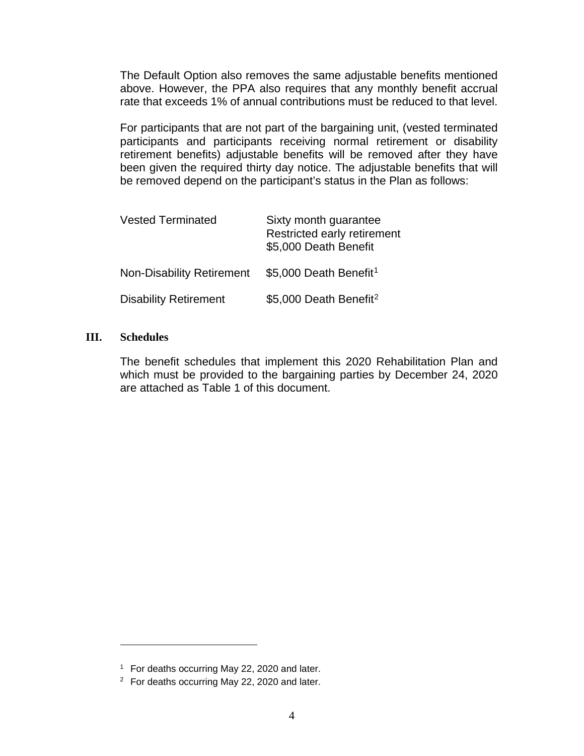The Default Option also removes the same adjustable benefits mentioned above. However, the PPA also requires that any monthly benefit accrual rate that exceeds 1% of annual contributions must be reduced to that level.

For participants that are not part of the bargaining unit, (vested terminated participants and participants receiving normal retirement or disability retirement benefits) adjustable benefits will be removed after they have been given the required thirty day notice. The adjustable benefits that will be removed depend on the participant's status in the Plan as follows:

| | |
|---|---|
| Vested Terminated | Sixty month guarantee<br>Restricted early retirement<br>$5,000 Death Benefit |
| Non-Disability Retirement | $5,000 Death Benefit[1] |
| Disability Retirement | $5,000 Death Benefit[2] |

## III. Schedules

The benefit schedules that implement this 2020 Rehabilitation Plan and which must be provided to the bargaining parties by December 24, 2020 are attached as Table 1 of this document.

---

[1] For deaths occurring May 22, 2020 and later.

[2] For deaths occurring May 22, 2020 and later.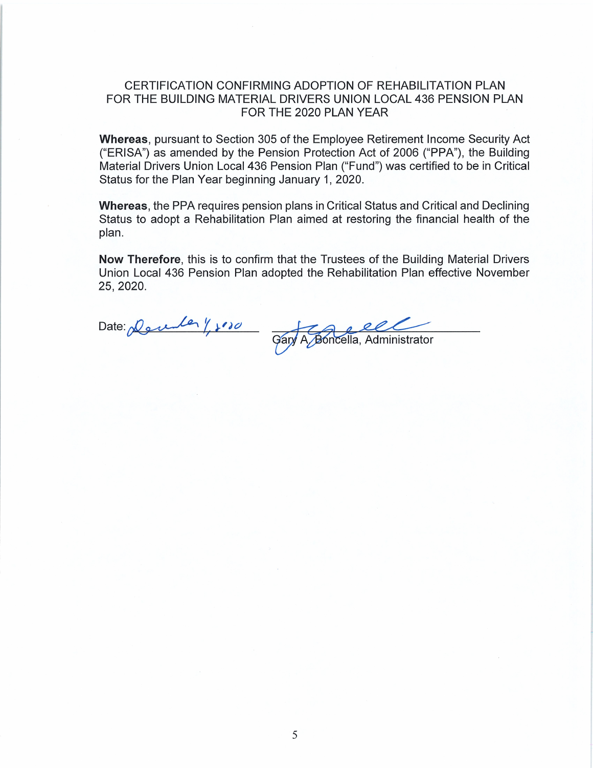# CERTIFICATION CONFIRMING ADOPTION OF REHABILITATION PLAN FOR THE BUILDING MATERIAL DRIVERS UNION LOCAL 436 PENSION PLAN FOR THE 2020 PLAN YEAR

**Whereas**, pursuant to Section 305 of the Employee Retirement Income Security Act ("ERISA") as amended by the Pension Protection Act of 2006 ("PPA"), the Building Material Drivers Union Local 436 Pension Plan ("Fund") was certified to be in Critical Status for the Plan Year beginning January 1, 2020.

**Whereas**, the PPA requires pension plans in Critical Status and Critical and Declining Status to adopt a Rehabilitation Plan aimed at restoring the financial health of the plan.

**Now Therefore**, this is to confirm that the Trustees of the Building Material Drivers Union Local 436 Pension Plan adopted the Rehabilitation Plan effective November 25, 2020.

Date: December 1, 2020

Gary A. Boncella, Administrator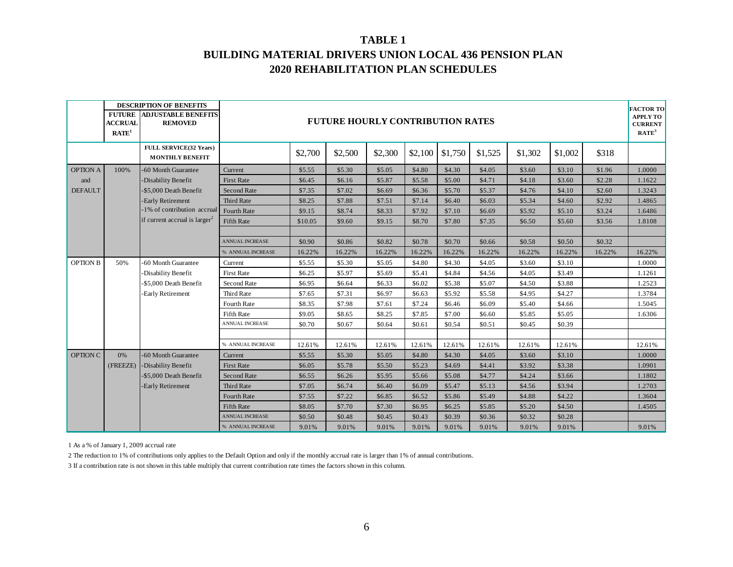# TABLE 1

## BUILDING MATERIAL DRIVERS UNION LOCAL 436 PENSION PLAN
## 2020 REHABILITATION PLAN SCHEDULES

| | DESCRIPTION OF BENEFITS | | FUTURE HOURLY CONTRIBUTION RATES | | | | | | | | | | FACTOR TO APPLY TO CURRENT RATE[3] |
|---|---|---|---|---|---|---|---|---|---|---|---|---|---|
| | FUTURE ACCRUAL RATE[1] | ADJUSTABLE BENEFITS REMOVED | | | | | | | | | | | |
| | | FULL SERVICE(32 Years) MONTHLY BENEFIT | | $2,700 | $2,500 | $2,300 | $2,100 | $1,750 | $1,525 | $1,302 | $1,002 | $318 | |
| OPTION A and DEFAULT | 100% | -60 Month Guarantee | Current | $5.55 | $5.30 | $5.05 | $4.80 | $4.30 | $4.05 | $3.60 | $3.10 | $1.96 | 1.0000 |
| | | -Disability Benefit | First Rate | $6.45 | $6.16 | $5.87 | $5.58 | $5.00 | $4.71 | $4.18 | $3.60 | $2.28 | 1.1622 |
| | | -$5,000 Death Benefit | Second Rate | $7.35 | $7.02 | $6.69 | $6.36 | $5.70 | $5.37 | $4.76 | $4.10 | $2.60 | 1.3243 |
| | | -Early Retirement | Third Rate | $8.25 | $7.88 | $7.51 | $7.14 | $6.40 | $6.03 | $5.34 | $4.60 | $2.92 | 1.4865 |
| | | -1% of contribution accrual | Fourth Rate | $9.15 | $8.74 | $8.33 | $7.92 | $7.10 | $6.69 | $5.92 | $5.10 | $3.24 | 1.6486 |
| | | if current accrual is larger[2] | Fifth Rate | $10.05 | $9.60 | $9.15 | $8.70 | $7.80 | $7.35 | $6.50 | $5.60 | $3.56 | 1.8108 |
| | | | | | | | | | | | | | |
| | | | ANNUAL INCREASE | $0.90 | $0.86 | $0.82 | $0.78 | $0.70 | $0.66 | $0.58 | $0.50 | $0.32 | |
| | | | % ANNUAL INCREASE | 16.22% | 16.22% | 16.22% | 16.22% | 16.22% | 16.22% | 16.22% | 16.22% | 16.22% | 16.22% |
| OPTION B | 50% | -60 Month Guarantee | Current | $5.55 | $5.30 | $5.05 | $4.80 | $4.30 | $4.05 | $3.60 | $3.10 | | 1.0000 |
| | | -Disability Benefit | First Rate | $6.25 | $5.97 | $5.69 | $5.41 | $4.84 | $4.56 | $4.05 | $3.49 | | 1.1261 |
| | | -$5,000 Death Benefit | Second Rate | $6.95 | $6.64 | $6.33 | $6.02 | $5.38 | $5.07 | $4.50 | $3.88 | | 1.2523 |
| | | -Early Retirement | Third Rate | $7.65 | $7.31 | $6.97 | $6.63 | $5.92 | $5.58 | $4.95 | $4.27 | | 1.3784 |
| | | | Fourth Rate | $8.35 | $7.98 | $7.61 | $7.24 | $6.46 | $6.09 | $5.40 | $4.66 | | 1.5045 |
| | | | Fifth Rate | $9.05 | $8.65 | $8.25 | $7.85 | $7.00 | $6.60 | $5.85 | $5.05 | | 1.6306 |
| | | | ANNUAL INCREASE | $0.70 | $0.67 | $0.64 | $0.61 | $0.54 | $0.51 | $0.45 | $0.39 | | |
| | | | | | | | | | | | | | |
| | | | % ANNUAL INCREASE | 12.61% | 12.61% | 12.61% | 12.61% | 12.61% | 12.61% | 12.61% | 12.61% | | 12.61% |
| OPTION C | 0% (FREEZE) | -60 Month Guarantee | Current | $5.55 | $5.30 | $5.05 | $4.80 | $4.30 | $4.05 | $3.60 | $3.10 | | 1.0000 |
| | | -Disability Benefit | First Rate | $6.05 | $5.78 | $5.50 | $5.23 | $4.69 | $4.41 | $3.92 | $3.38 | | 1.0901 |
| | | -$5,000 Death Benefit | Second Rate | $6.55 | $6.26 | $5.95 | $5.66 | $5.08 | $4.77 | $4.24 | $3.66 | | 1.1802 |
| | | -Early Retirement | Third Rate | $7.05 | $6.74 | $6.40 | $6.09 | $5.47 | $5.13 | $4.56 | $3.94 | | 1.2703 |
| | | | Fourth Rate | $7.55 | $7.22 | $6.85 | $6.52 | $5.86 | $5.49 | $4.88 | $4.22 | | 1.3604 |
| | | | Fifth Rate | $8.05 | $7.70 | $7.30 | $6.95 | $6.25 | $5.85 | $5.20 | $4.50 | | 1.4505 |
| | | | ANNUAL INCREASE | $0.50 | $0.48 | $0.45 | $0.43 | $0.39 | $0.36 | $0.32 | $0.28 | | |
| | | | % ANNUAL INCREASE | 9.01% | 9.01% | 9.01% | 9.01% | 9.01% | 9.01% | 9.01% | 9.01% | | 9.01% |

1 As a % of January 1, 2009 accrual rate

2 The reduction to 1% of contributions only applies to the Default Option and only if the monthly accrual rate is larger than 1% of annual contributions.

3 If a contribution rate is not shown in this table multiply that current contribution rate times the factors shown in this column.